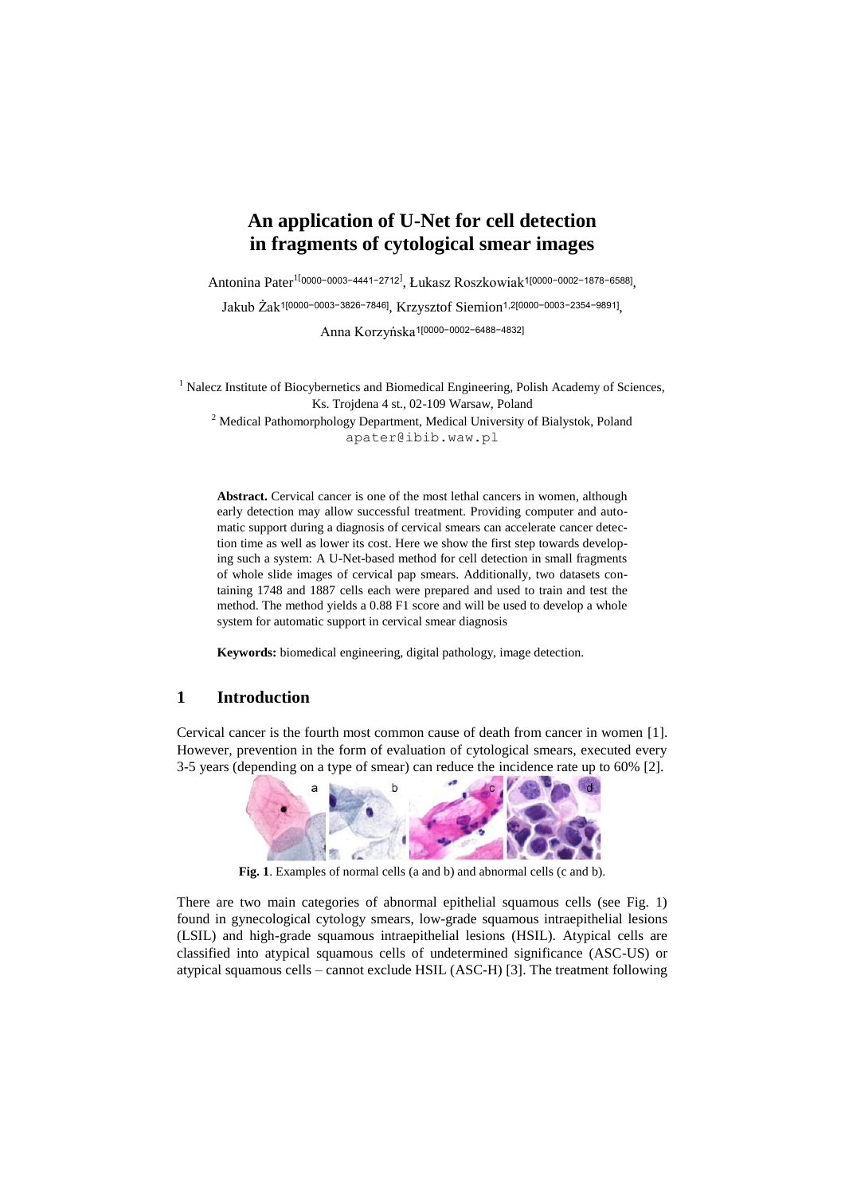# An application of U-Net for cell detection in fragments of cytological smear images

Antonina Pater[1[0000-0003-4441-2712]], Łukasz Roszkowiak[1[0000-0002-1878-6588]], Jakub Żak[1[0000-0003-3826-7846]], Krzysztof Siemion[1,2[0000-0003-2354-9891]], Anna Korzyńska[1[0000-0002-6488-4832]]

[1] Nalecz Institute of Biocybernetics and Biomedical Engineering, Polish Academy of Sciences, Ks. Trojdena 4 st., 02-109 Warsaw, Poland

[2] Medical Pathomorphology Department, Medical University of Bialystok, Poland

apater@ibib.waw.pl

**Abstract.** Cervical cancer is one of the most lethal cancers in women, although early detection may allow successful treatment. Providing computer and automatic support during a diagnosis of cervical smears can accelerate cancer detection time as well as lower its cost. Here we show the first step towards developing such a system: A U-Net-based method for cell detection in small fragments of whole slide images of cervical pap smears. Additionally, two datasets containing 1748 and 1887 cells each were prepared and used to train and test the method. The method yields a 0.88 F1 score and will be used to develop a whole system for automatic support in cervical smear diagnosis

**Keywords:** biomedical engineering, digital pathology, image detection.

## 1 Introduction

Cervical cancer is the fourth most common cause of death from cancer in women [1]. However, prevention in the form of evaluation of cytological smears, executed every 3-5 years (depending on a type of smear) can reduce the incidence rate up to 60% [2].

**Fig. 1**. Examples of normal cells (a and b) and abnormal cells (c and b).

There are two main categories of abnormal epithelial squamous cells (see Fig. 1) found in gynecological cytology smears, low-grade squamous intraepithelial lesions (LSIL) and high-grade squamous intraepithelial lesions (HSIL). Atypical cells are classified into atypical squamous cells of undetermined significance (ASC-US) or atypical squamous cells – cannot exclude HSIL (ASC-H) [3]. The treatment following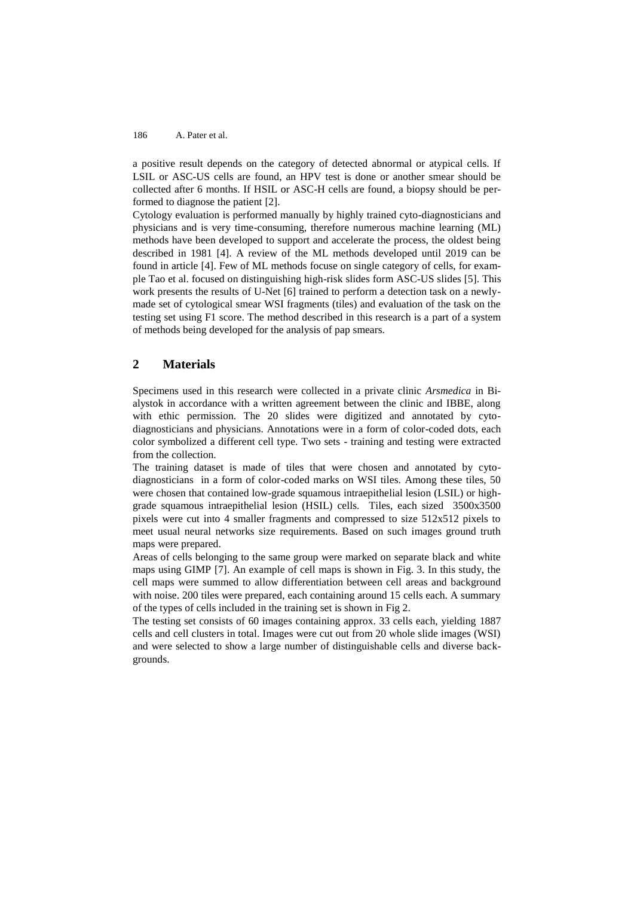a positive result depends on the category of detected abnormal or atypical cells. If LSIL or ASC-US cells are found, an HPV test is done or another smear should be collected after 6 months. If HSIL or ASC-H cells are found, a biopsy should be performed to diagnose the patient [2].

Cytology evaluation is performed manually by highly trained cyto-diagnosticians and physicians and is very time-consuming, therefore numerous machine learning (ML) methods have been developed to support and accelerate the process, the oldest being described in 1981 [4]. A review of the ML methods developed until 2019 can be found in article [4]. Few of ML methods focuse on single category of cells, for example Tao et al. focused on distinguishing high-risk slides form ASC-US slides [5]. This work presents the results of U-Net [6] trained to perform a detection task on a newly-made set of cytological smear WSI fragments (tiles) and evaluation of the task on the testing set using F1 score. The method described in this research is a part of a system of methods being developed for the analysis of pap smears.

## 2 Materials

Specimens used in this research were collected in a private clinic *Arsmedica* in Bialystok in accordance with a written agreement between the clinic and IBBE, along with ethic permission. The 20 slides were digitized and annotated by cyto-diagnosticians and physicians. Annotations were in a form of color-coded dots, each color symbolized a different cell type. Two sets - training and testing were extracted from the collection.

The training dataset is made of tiles that were chosen and annotated by cyto-diagnosticians in a form of color-coded marks on WSI tiles. Among these tiles, 50 were chosen that contained low-grade squamous intraepithelial lesion (LSIL) or high-grade squamous intraepithelial lesion (HSIL) cells. Tiles, each sized 3500x3500 pixels were cut into 4 smaller fragments and compressed to size 512x512 pixels to meet usual neural networks size requirements. Based on such images ground truth maps were prepared.

Areas of cells belonging to the same group were marked on separate black and white maps using GIMP [7]. An example of cell maps is shown in Fig. 3. In this study, the cell maps were summed to allow differentiation between cell areas and background with noise. 200 tiles were prepared, each containing around 15 cells each. A summary of the types of cells included in the training set is shown in Fig 2.

The testing set consists of 60 images containing approx. 33 cells each, yielding 1887 cells and cell clusters in total. Images were cut out from 20 whole slide images (WSI) and were selected to show a large number of distinguishable cells and diverse backgrounds.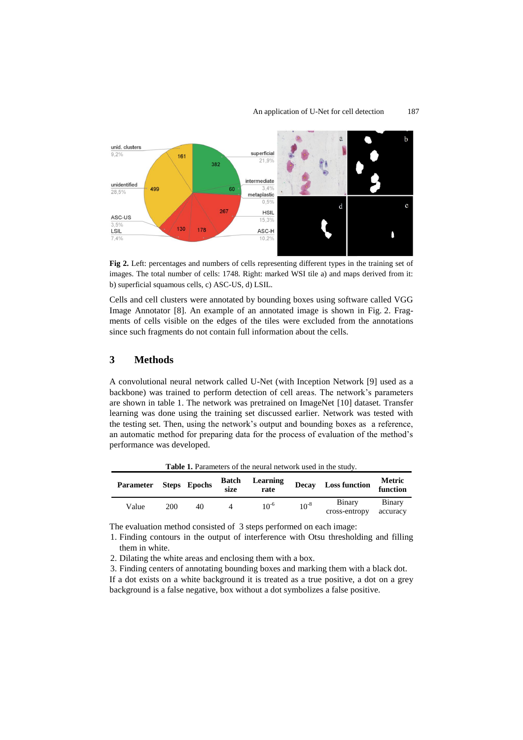Fig 2. Left: percentages and numbers of cells representing different types in the training set of images. The total number of cells: 1748. Right: marked WSI tile a) and maps derived from it: b) superficial squamous cells, c) ASC-US, d) LSIL.

Cells and cell clusters were annotated by bounding boxes using software called VGG Image Annotator [8]. An example of an annotated image is shown in Fig. 2. Fragments of cells visible on the edges of the tiles were excluded from the annotations since such fragments do not contain full information about the cells.

## 3 Methods

A convolutional neural network called U-Net (with Inception Network [9] used as a backbone) was trained to perform detection of cell areas. The network's parameters are shown in table 1. The network was pretrained on ImageNet [10] dataset. Transfer learning was done using the training set discussed earlier. Network was tested with the testing set. Then, using the network's output and bounding boxes as a reference, an automatic method for preparing data for the process of evaluation of the method's performance was developed.

**Table 1.** Parameters of the neural network used in the study.

| Parameter | Steps | Epochs | Batch size | Learning rate | Decay | Loss function | Metric function |
|---|---|---|---|---|---|---|---|
| Value | 200 | 40 | 4 | $10^{-6}$ | $10^{-8}$ | Binary cross-entropy | Binary accuracy |

The evaluation method consisted of 3 steps performed on each image:

1. Finding contours in the output of interference with Otsu thresholding and filling them in white.
2. Dilating the white areas and enclosing them with a box.
3. Finding centers of annotating bounding boxes and marking them with a black dot.

If a dot exists on a white background it is treated as a true positive, a dot on a grey background is a false negative, box without a dot symbolizes a false positive.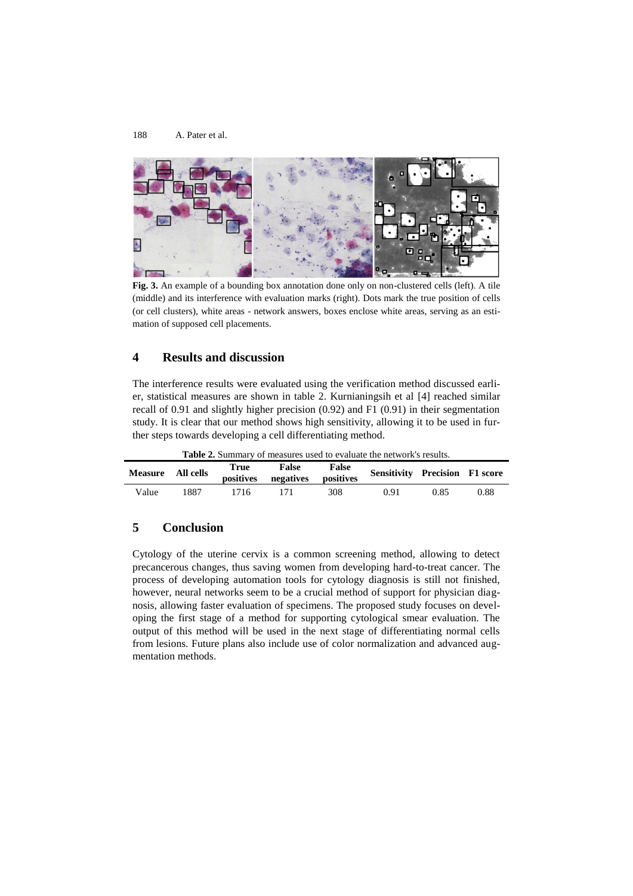**Fig. 3.** An example of a bounding box annotation done only on non-clustered cells (left). A tile (middle) and its interference with evaluation marks (right). Dots mark the true position of cells (or cell clusters), white areas - network answers, boxes enclose white areas, serving as an estimation of supposed cell placements.

## 4 Results and discussion

The interference results were evaluated using the verification method discussed earlier, statistical measures are shown in table 2. Kurnianingsih et al [4] reached similar recall of 0.91 and slightly higher precision (0.92) and F1 (0.91) in their segmentation study. It is clear that our method shows high sensitivity, allowing it to be used in further steps towards developing a cell differentiating method.

**Table 2.** Summary of measures used to evaluate the network's results.

| Measure | All cells | True positives | False negatives | False positives | Sensitivity | Precision | F1 score |
|---|---|---|---|---|---|---|---|
| Value | 1887 | 1716 | 171 | 308 | 0.91 | 0.85 | 0.88 |

## 5 Conclusion

Cytology of the uterine cervix is a common screening method, allowing to detect precancerous changes, thus saving women from developing hard-to-treat cancer. The process of developing automation tools for cytology diagnosis is still not finished, however, neural networks seem to be a crucial method of support for physician diagnosis, allowing faster evaluation of specimens. The proposed study focuses on developing the first stage of a method for supporting cytological smear evaluation. The output of this method will be used in the next stage of differentiating normal cells from lesions. Future plans also include use of color normalization and advanced augmentation methods.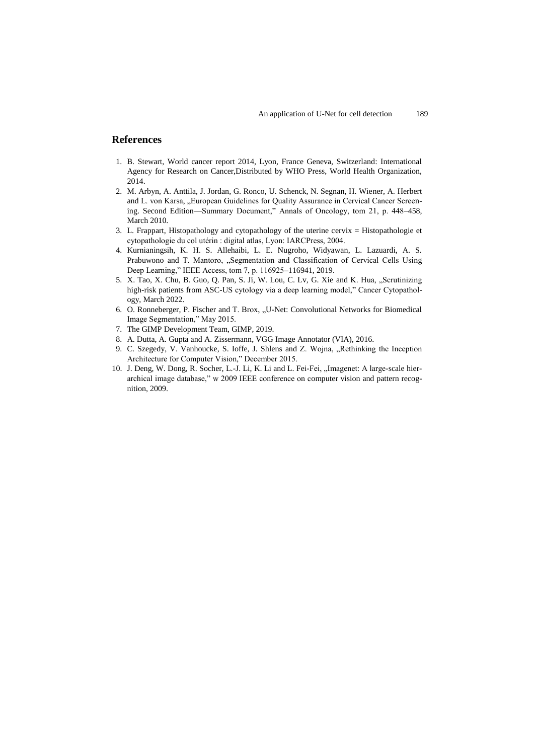## References

1. B. Stewart, World cancer report 2014, Lyon, France Geneva, Switzerland: International Agency for Research on Cancer,Distributed by WHO Press, World Health Organization, 2014.
2. M. Arbyn, A. Anttila, J. Jordan, G. Ronco, U. Schenck, N. Segnan, H. Wiener, A. Herbert and L. von Karsa, „European Guidelines for Quality Assurance in Cervical Cancer Screening. Second Edition—Summary Document," Annals of Oncology, tom 21, p. 448–458, March 2010.
3. L. Frappart, Histopathology and cytopathology of the uterine cervix = Histopathologie et cytopathologie du col utérin : digital atlas, Lyon: IARCPress, 2004.
4. Kurnianingsih, K. H. S. Allehaibi, L. E. Nugroho, Widyawan, L. Lazuardi, A. S. Prabuwono and T. Mantoro, „Segmentation and Classification of Cervical Cells Using Deep Learning," IEEE Access, tom 7, p. 116925–116941, 2019.
5. X. Tao, X. Chu, B. Guo, Q. Pan, S. Ji, W. Lou, C. Lv, G. Xie and K. Hua, „Scrutinizing high-risk patients from ASC-US cytology via a deep learning model," Cancer Cytopathology, March 2022.
6. O. Ronneberger, P. Fischer and T. Brox, „U-Net: Convolutional Networks for Biomedical Image Segmentation," May 2015.
7. The GIMP Development Team, GIMP, 2019.
8. A. Dutta, A. Gupta and A. Zissermann, VGG Image Annotator (VIA), 2016.
9. C. Szegedy, V. Vanhoucke, S. Ioffe, J. Shlens and Z. Wojna, „Rethinking the Inception Architecture for Computer Vision," December 2015.
10. J. Deng, W. Dong, R. Socher, L.-J. Li, K. Li and L. Fei-Fei, „Imagenet: A large-scale hierarchical image database," w 2009 IEEE conference on computer vision and pattern recognition, 2009.